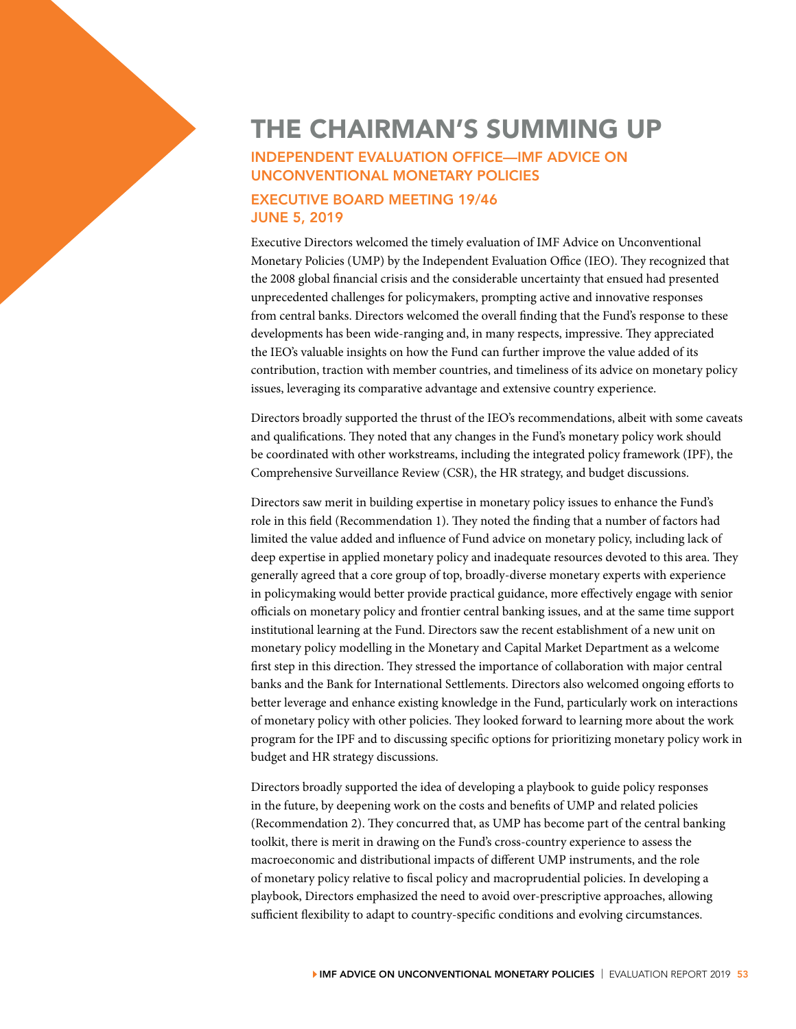# THE CHAIRMAN'S SUMMING UP

## INDEPENDENT EVALUATION OFFICE—IMF ADVICE ON UNCONVENTIONAL MONETARY POLICIES

## EXECUTIVE BOARD MEETING 19/46 JUNE 5, 2019

Executive Directors welcomed the timely evaluation of IMF Advice on Unconventional Monetary Policies (UMP) by the Independent Evaluation Office (IEO). They recognized that the 2008 global financial crisis and the considerable uncertainty that ensued had presented unprecedented challenges for policymakers, prompting active and innovative responses from central banks. Directors welcomed the overall finding that the Fund's response to these developments has been wide-ranging and, in many respects, impressive. They appreciated the IEO's valuable insights on how the Fund can further improve the value added of its contribution, traction with member countries, and timeliness of its advice on monetary policy issues, leveraging its comparative advantage and extensive country experience.

Directors broadly supported the thrust of the IEO's recommendations, albeit with some caveats and qualifications. They noted that any changes in the Fund's monetary policy work should be coordinated with other workstreams, including the integrated policy framework (IPF), the Comprehensive Surveillance Review (CSR), the HR strategy, and budget discussions.

Directors saw merit in building expertise in monetary policy issues to enhance the Fund's role in this field (Recommendation 1). They noted the finding that a number of factors had limited the value added and influence of Fund advice on monetary policy, including lack of deep expertise in applied monetary policy and inadequate resources devoted to this area. They generally agreed that a core group of top, broadly-diverse monetary experts with experience in policymaking would better provide practical guidance, more effectively engage with senior officials on monetary policy and frontier central banking issues, and at the same time support institutional learning at the Fund. Directors saw the recent establishment of a new unit on monetary policy modelling in the Monetary and Capital Market Department as a welcome first step in this direction. They stressed the importance of collaboration with major central banks and the Bank for International Settlements. Directors also welcomed ongoing efforts to better leverage and enhance existing knowledge in the Fund, particularly work on interactions of monetary policy with other policies. They looked forward to learning more about the work program for the IPF and to discussing specific options for prioritizing monetary policy work in budget and HR strategy discussions.

Directors broadly supported the idea of developing a playbook to guide policy responses in the future, by deepening work on the costs and benefits of UMP and related policies (Recommendation 2). They concurred that, as UMP has become part of the central banking toolkit, there is merit in drawing on the Fund's cross-country experience to assess the macroeconomic and distributional impacts of different UMP instruments, and the role of monetary policy relative to fiscal policy and macroprudential policies. In developing a playbook, Directors emphasized the need to avoid over-prescriptive approaches, allowing sufficient flexibility to adapt to country-specific conditions and evolving circumstances.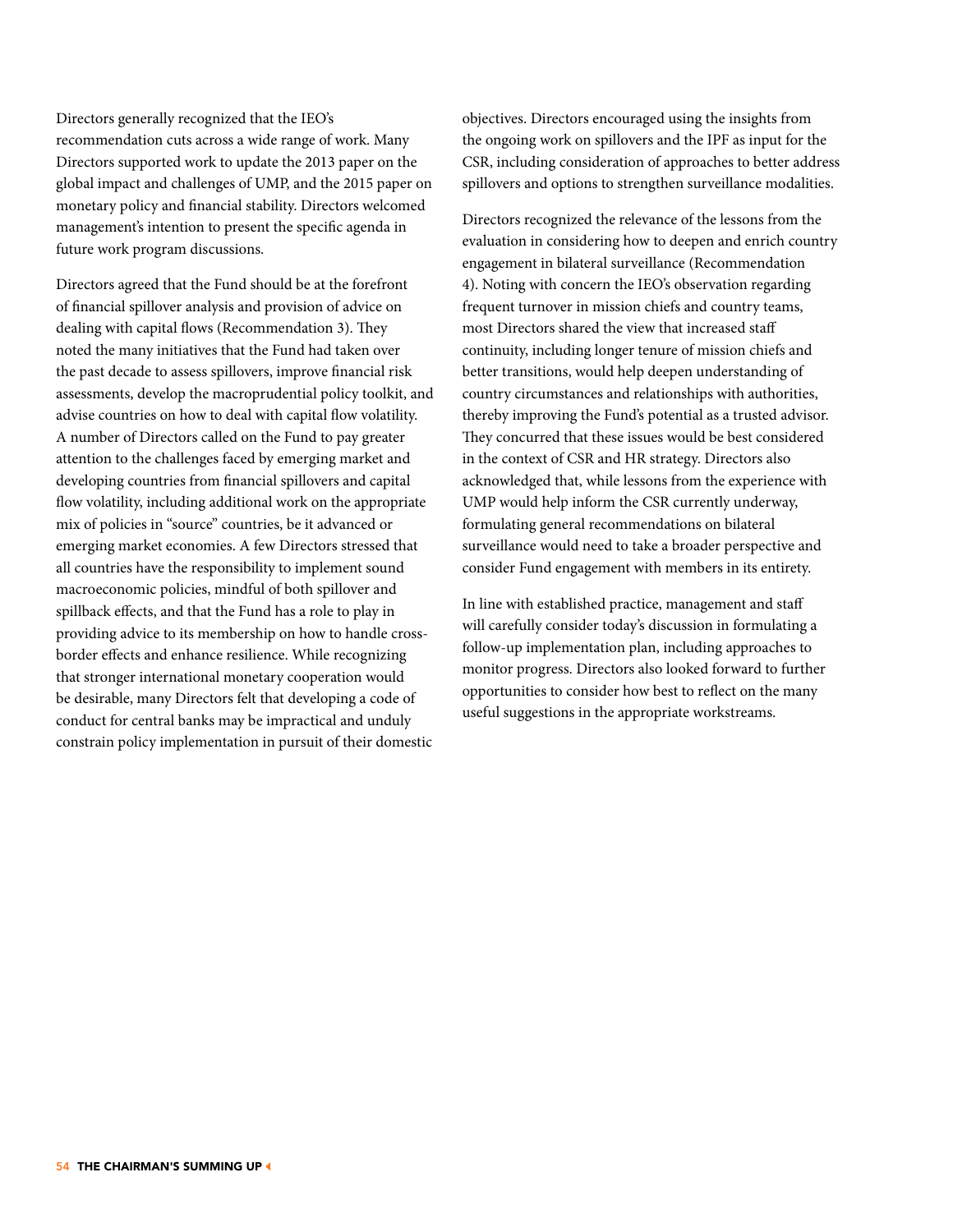Directors generally recognized that the IEO's recommendation cuts across a wide range of work. Many Directors supported work to update the 2013 paper on the global impact and challenges of UMP, and the 2015 paper on monetary policy and financial stability. Directors welcomed management's intention to present the specific agenda in future work program discussions.

Directors agreed that the Fund should be at the forefront of financial spillover analysis and provision of advice on dealing with capital flows (Recommendation 3). They noted the many initiatives that the Fund had taken over the past decade to assess spillovers, improve financial risk assessments, develop the macroprudential policy toolkit, and advise countries on how to deal with capital flow volatility. A number of Directors called on the Fund to pay greater attention to the challenges faced by emerging market and developing countries from financial spillovers and capital flow volatility, including additional work on the appropriate mix of policies in "source" countries, be it advanced or emerging market economies. A few Directors stressed that all countries have the responsibility to implement sound macroeconomic policies, mindful of both spillover and spillback effects, and that the Fund has a role to play in providing advice to its membership on how to handle cross-border effects and enhance resilience. While recognizing that stronger international monetary cooperation would be desirable, many Directors felt that developing a code of conduct for central banks may be impractical and unduly constrain policy implementation in pursuit of their domestic objectives. Directors encouraged using the insights from the ongoing work on spillovers and the IPF as input for the CSR, including consideration of approaches to better address spillovers and options to strengthen surveillance modalities.

Directors recognized the relevance of the lessons from the evaluation in considering how to deepen and enrich country engagement in bilateral surveillance (Recommendation 4). Noting with concern the IEO's observation regarding frequent turnover in mission chiefs and country teams, most Directors shared the view that increased staff continuity, including longer tenure of mission chiefs and better transitions, would help deepen understanding of country circumstances and relationships with authorities, thereby improving the Fund's potential as a trusted advisor. They concurred that these issues would be best considered in the context of CSR and HR strategy. Directors also acknowledged that, while lessons from the experience with UMP would help inform the CSR currently underway, formulating general recommendations on bilateral surveillance would need to take a broader perspective and consider Fund engagement with members in its entirety.

In line with established practice, management and staff will carefully consider today's discussion in formulating a follow-up implementation plan, including approaches to monitor progress. Directors also looked forward to further opportunities to consider how best to reflect on the many useful suggestions in the appropriate workstreams.